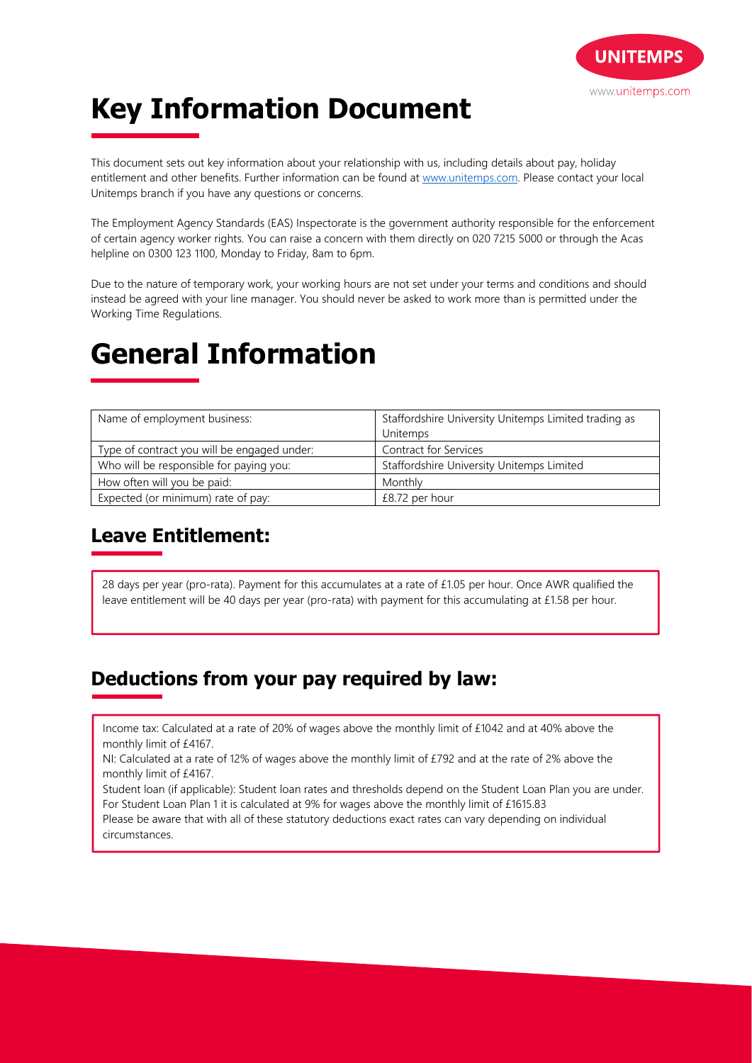# Key Information Document

This document sets out key information about your relationship with us, including details about pay, holiday entitlement and other benefits. Further information can be found at [www.unitemps.com](http://www.unitemps.com). Please contact your local Unitemps branch if you have any questions or concerns.

The Employment Agency Standards (EAS) Inspectorate is the government authority responsible for the enforcement of certain agency worker rights. You can raise a concern with them directly on 020 7215 5000 or through the Acas helpline on 0300 123 1100, Monday to Friday, 8am to 6pm.

Due to the nature of temporary work, your working hours are not set under your terms and conditions and should instead be agreed with your line manager. You should never be asked to work more than is permitted under the Working Time Regulations.

# General Information

| Name of employment business: | Staffordshire University Unitemps Limited trading as Unitemps |
|---|---|
| Type of contract you will be engaged under: | Contract for Services |
| Who will be responsible for paying you: | Staffordshire University Unitemps Limited |
| How often will you be paid: | Monthly |
| Expected (or minimum) rate of pay: | £8.72 per hour |

## Leave Entitlement:

28 days per year (pro-rata). Payment for this accumulates at a rate of £1.05 per hour. Once AWR qualified the leave entitlement will be 40 days per year (pro-rata) with payment for this accumulating at £1.58 per hour.

## Deductions from your pay required by law:

Income tax: Calculated at a rate of 20% of wages above the monthly limit of £1042 and at 40% above the monthly limit of £4167.

NI: Calculated at a rate of 12% of wages above the monthly limit of £792 and at the rate of 2% above the monthly limit of £4167.

Student loan (if applicable): Student loan rates and thresholds depend on the Student Loan Plan you are under. For Student Loan Plan 1 it is calculated at 9% for wages above the monthly limit of £1615.83

Please be aware that with all of these statutory deductions exact rates can vary depending on individual circumstances.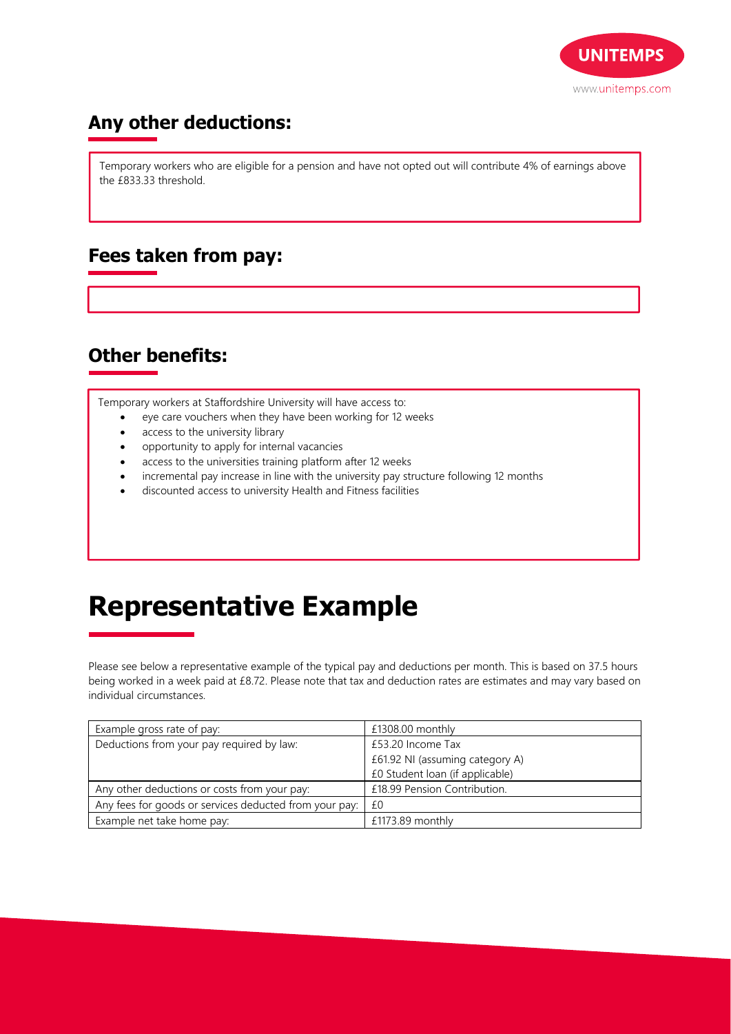## Any other deductions:

Temporary workers who are eligible for a pension and have not opted out will contribute 4% of earnings above the £833.33 threshold.

## Fees taken from pay:

## Other benefits:

Temporary workers at Staffordshire University will have access to:

- eye care vouchers when they have been working for 12 weeks
- access to the university library
- opportunity to apply for internal vacancies
- access to the universities training platform after 12 weeks
- incremental pay increase in line with the university pay structure following 12 months
- discounted access to university Health and Fitness facilities

# Representative Example

Please see below a representative example of the typical pay and deductions per month. This is based on 37.5 hours being worked in a week paid at £8.72. Please note that tax and deduction rates are estimates and may vary based on individual circumstances.

| | |
|---|---|
| Example gross rate of pay: | £1308.00 monthly |
| Deductions from your pay required by law: | £53.20 Income Tax<br>£61.92 NI (assuming category A)<br>£0 Student loan (if applicable) |
| Any other deductions or costs from your pay: | £18.99 Pension Contribution. |
| Any fees for goods or services deducted from your pay: | £0 |
| Example net take home pay: | £1173.89 monthly |